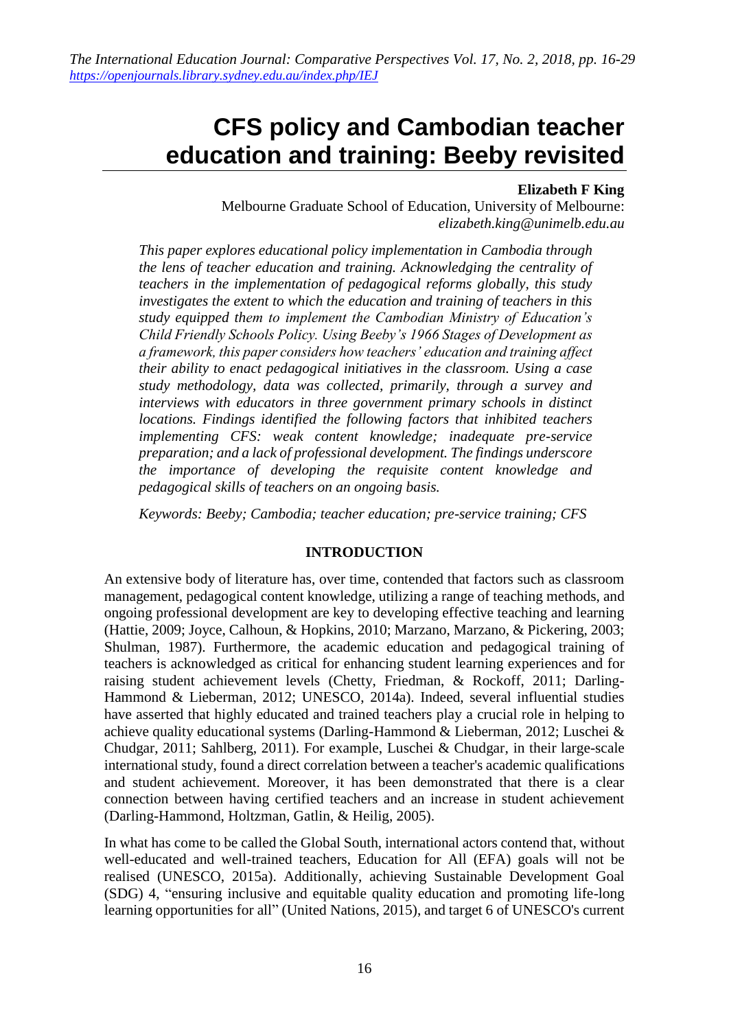# CFS policy and Cambodian teacher education and training: Beeby revisited

**Elizabeth F King**

Melbourne Graduate School of Education, University of Melbourne: *elizabeth.king@unimelb.edu.au*

*This paper explores educational policy implementation in Cambodia through the lens of teacher education and training. Acknowledging the centrality of teachers in the implementation of pedagogical reforms globally, this study investigates the extent to which the education and training of teachers in this study equipped them to implement the Cambodian Ministry of Education's Child Friendly Schools Policy. Using Beeby's 1966 Stages of Development as a framework, this paper considers how teachers' education and training affect their ability to enact pedagogical initiatives in the classroom. Using a case study methodology, data was collected, primarily, through a survey and interviews with educators in three government primary schools in distinct locations. Findings identified the following factors that inhibited teachers implementing CFS: weak content knowledge; inadequate pre-service preparation; and a lack of professional development. The findings underscore the importance of developing the requisite content knowledge and pedagogical skills of teachers on an ongoing basis.*

*Keywords: Beeby; Cambodia; teacher education; pre-service training; CFS*

## INTRODUCTION

An extensive body of literature has, over time, contended that factors such as classroom management, pedagogical content knowledge, utilizing a range of teaching methods, and ongoing professional development are key to developing effective teaching and learning (Hattie, 2009; Joyce, Calhoun, & Hopkins, 2010; Marzano, Marzano, & Pickering, 2003; Shulman, 1987). Furthermore, the academic education and pedagogical training of teachers is acknowledged as critical for enhancing student learning experiences and for raising student achievement levels (Chetty, Friedman, & Rockoff, 2011; Darling-Hammond & Lieberman, 2012; UNESCO, 2014a). Indeed, several influential studies have asserted that highly educated and trained teachers play a crucial role in helping to achieve quality educational systems (Darling-Hammond & Lieberman, 2012; Luschei & Chudgar, 2011; Sahlberg, 2011). For example, Luschei & Chudgar, in their large-scale international study, found a direct correlation between a teacher's academic qualifications and student achievement. Moreover, it has been demonstrated that there is a clear connection between having certified teachers and an increase in student achievement (Darling-Hammond, Holtzman, Gatlin, & Heilig, 2005).

In what has come to be called the Global South, international actors contend that, without well-educated and well-trained teachers, Education for All (EFA) goals will not be realised (UNESCO, 2015a). Additionally, achieving Sustainable Development Goal (SDG) 4, "ensuring inclusive and equitable quality education and promoting life-long learning opportunities for all" (United Nations, 2015), and target 6 of UNESCO's current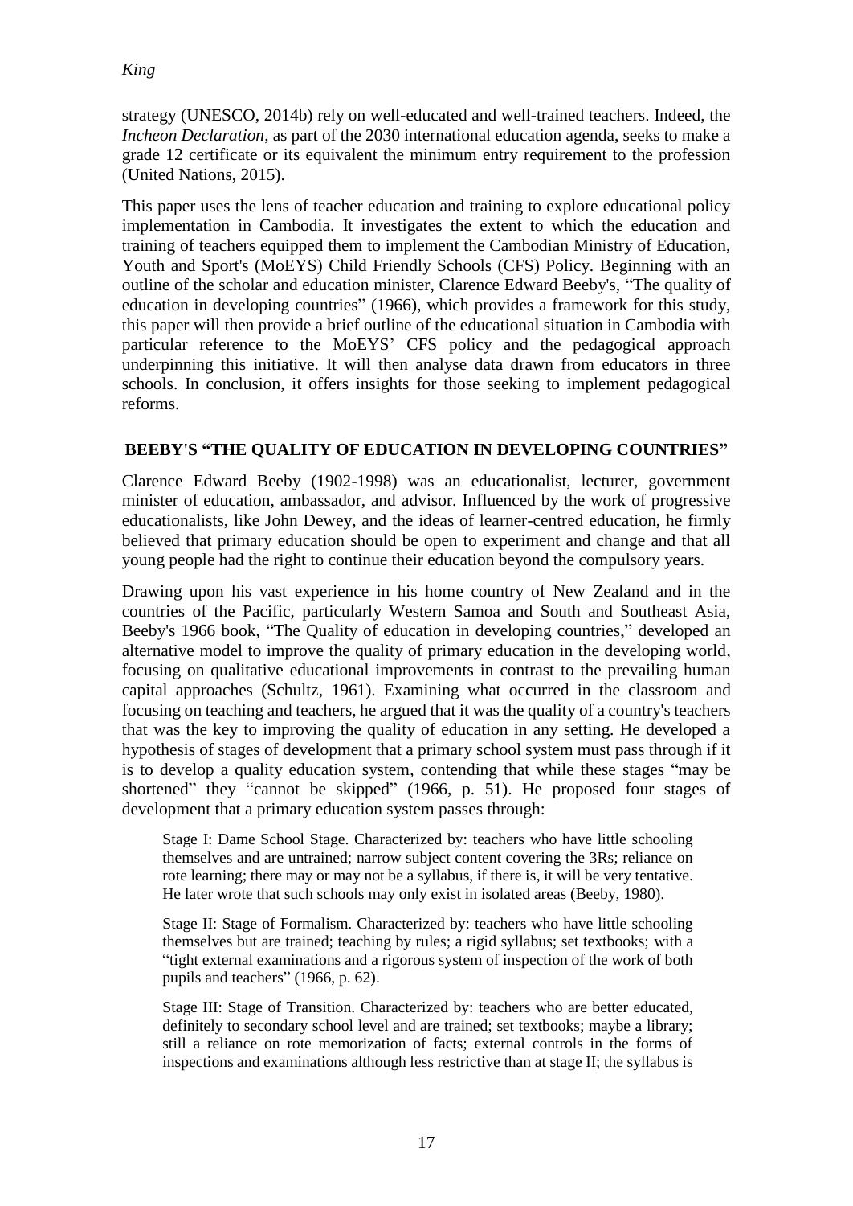strategy (UNESCO, 2014b) rely on well-educated and well-trained teachers. Indeed, the *Incheon Declaration*, as part of the 2030 international education agenda, seeks to make a grade 12 certificate or its equivalent the minimum entry requirement to the profession (United Nations, 2015).

This paper uses the lens of teacher education and training to explore educational policy implementation in Cambodia. It investigates the extent to which the education and training of teachers equipped them to implement the Cambodian Ministry of Education, Youth and Sport's (MoEYS) Child Friendly Schools (CFS) Policy. Beginning with an outline of the scholar and education minister, Clarence Edward Beeby's, "The quality of education in developing countries" (1966), which provides a framework for this study, this paper will then provide a brief outline of the educational situation in Cambodia with particular reference to the MoEYS' CFS policy and the pedagogical approach underpinning this initiative. It will then analyse data drawn from educators in three schools. In conclusion, it offers insights for those seeking to implement pedagogical reforms.

## BEEBY'S "THE QUALITY OF EDUCATION IN DEVELOPING COUNTRIES"

Clarence Edward Beeby (1902-1998) was an educationalist, lecturer, government minister of education, ambassador, and advisor. Influenced by the work of progressive educationalists, like John Dewey, and the ideas of learner-centred education, he firmly believed that primary education should be open to experiment and change and that all young people had the right to continue their education beyond the compulsory years.

Drawing upon his vast experience in his home country of New Zealand and in the countries of the Pacific, particularly Western Samoa and South and Southeast Asia, Beeby's 1966 book, "The Quality of education in developing countries," developed an alternative model to improve the quality of primary education in the developing world, focusing on qualitative educational improvements in contrast to the prevailing human capital approaches (Schultz, 1961). Examining what occurred in the classroom and focusing on teaching and teachers, he argued that it was the quality of a country's teachers that was the key to improving the quality of education in any setting. He developed a hypothesis of stages of development that a primary school system must pass through if it is to develop a quality education system, contending that while these stages "may be shortened" they "cannot be skipped" (1966, p. 51). He proposed four stages of development that a primary education system passes through:

> Stage I: Dame School Stage. Characterized by: teachers who have little schooling themselves and are untrained; narrow subject content covering the 3Rs; reliance on rote learning; there may or may not be a syllabus, if there is, it will be very tentative. He later wrote that such schools may only exist in isolated areas (Beeby, 1980).
>
> Stage II: Stage of Formalism. Characterized by: teachers who have little schooling themselves but are trained; teaching by rules; a rigid syllabus; set textbooks; with a "tight external examinations and a rigorous system of inspection of the work of both pupils and teachers" (1966, p. 62).
>
> Stage III: Stage of Transition. Characterized by: teachers who are better educated, definitely to secondary school level and are trained; set textbooks; maybe a library; still a reliance on rote memorization of facts; external controls in the forms of inspections and examinations although less restrictive than at stage II; the syllabus is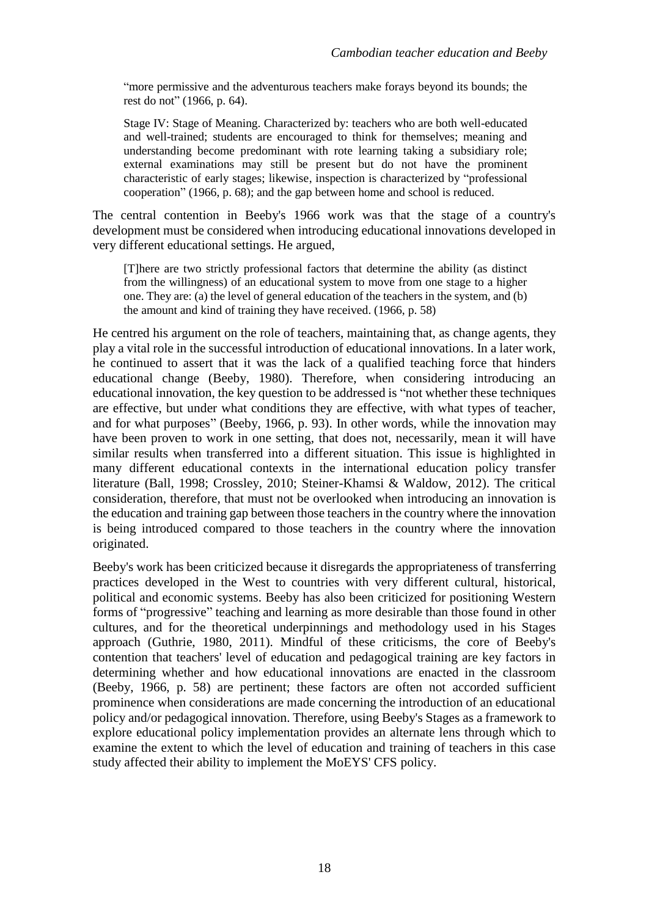"more permissive and the adventurous teachers make forays beyond its bounds; the rest do not" (1966, p. 64).

> Stage IV: Stage of Meaning. Characterized by: teachers who are both well-educated and well-trained; students are encouraged to think for themselves; meaning and understanding become predominant with rote learning taking a subsidiary role; external examinations may still be present but do not have the prominent characteristic of early stages; likewise, inspection is characterized by "professional cooperation" (1966, p. 68); and the gap between home and school is reduced.

The central contention in Beeby's 1966 work was that the stage of a country's development must be considered when introducing educational innovations developed in very different educational settings. He argued,

> [T]here are two strictly professional factors that determine the ability (as distinct from the willingness) of an educational system to move from one stage to a higher one. They are: (a) the level of general education of the teachers in the system, and (b) the amount and kind of training they have received. (1966, p. 58)

He centred his argument on the role of teachers, maintaining that, as change agents, they play a vital role in the successful introduction of educational innovations. In a later work, he continued to assert that it was the lack of a qualified teaching force that hinders educational change (Beeby, 1980). Therefore, when considering introducing an educational innovation, the key question to be addressed is "not whether these techniques are effective, but under what conditions they are effective, with what types of teacher, and for what purposes" (Beeby, 1966, p. 93). In other words, while the innovation may have been proven to work in one setting, that does not, necessarily, mean it will have similar results when transferred into a different situation. This issue is highlighted in many different educational contexts in the international education policy transfer literature (Ball, 1998; Crossley, 2010; Steiner-Khamsi & Waldow, 2012). The critical consideration, therefore, that must not be overlooked when introducing an innovation is the education and training gap between those teachers in the country where the innovation is being introduced compared to those teachers in the country where the innovation originated.

Beeby's work has been criticized because it disregards the appropriateness of transferring practices developed in the West to countries with very different cultural, historical, political and economic systems. Beeby has also been criticized for positioning Western forms of "progressive" teaching and learning as more desirable than those found in other cultures, and for the theoretical underpinnings and methodology used in his Stages approach (Guthrie, 1980, 2011). Mindful of these criticisms, the core of Beeby's contention that teachers' level of education and pedagogical training are key factors in determining whether and how educational innovations are enacted in the classroom (Beeby, 1966, p. 58) are pertinent; these factors are often not accorded sufficient prominence when considerations are made concerning the introduction of an educational policy and/or pedagogical innovation. Therefore, using Beeby's Stages as a framework to explore educational policy implementation provides an alternate lens through which to examine the extent to which the level of education and training of teachers in this case study affected their ability to implement the MoEYS' CFS policy.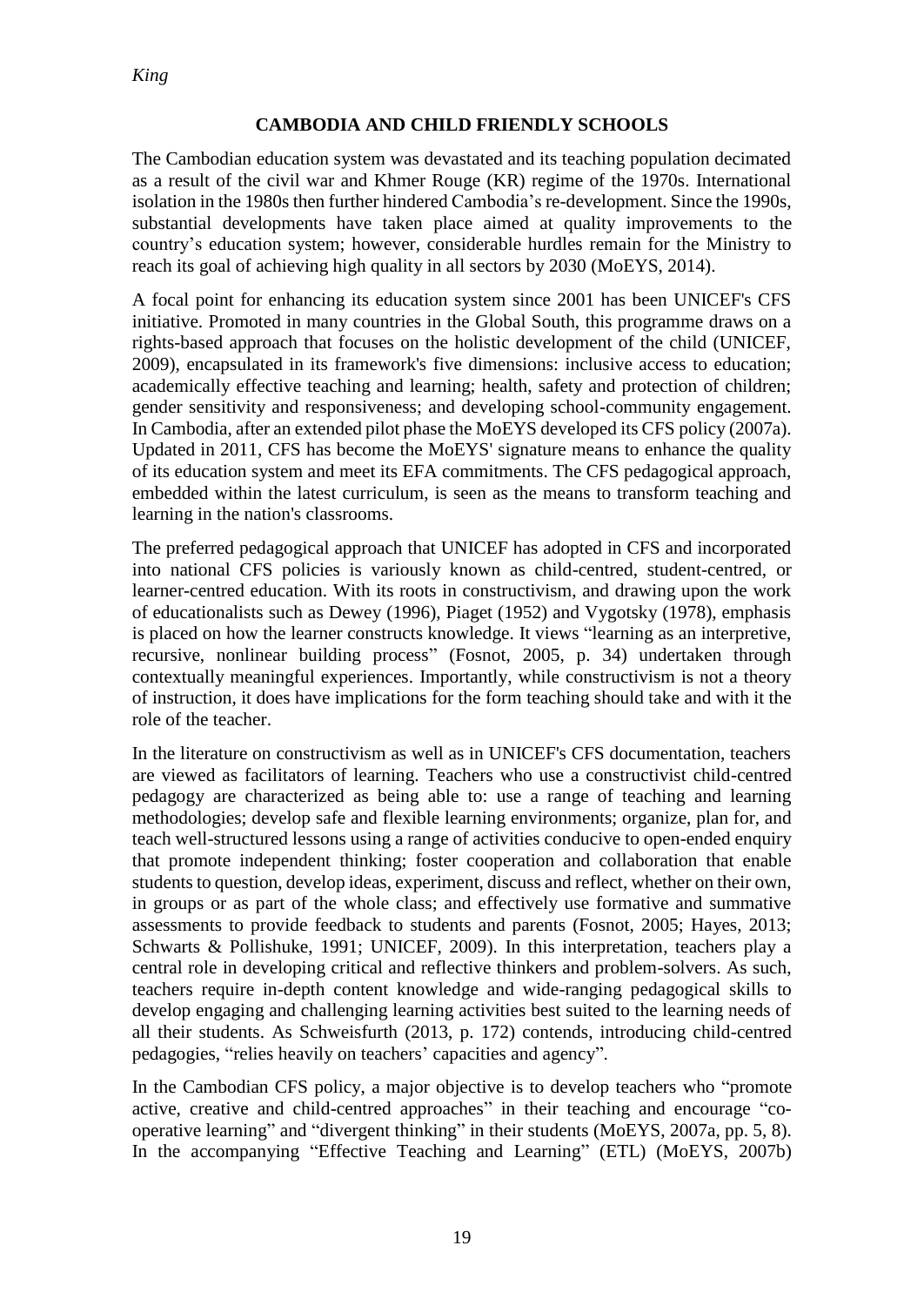## CAMBODIA AND CHILD FRIENDLY SCHOOLS

The Cambodian education system was devastated and its teaching population decimated as a result of the civil war and Khmer Rouge (KR) regime of the 1970s. International isolation in the 1980s then further hindered Cambodia's re-development. Since the 1990s, substantial developments have taken place aimed at quality improvements to the country's education system; however, considerable hurdles remain for the Ministry to reach its goal of achieving high quality in all sectors by 2030 (MoEYS, 2014).

A focal point for enhancing its education system since 2001 has been UNICEF's CFS initiative. Promoted in many countries in the Global South, this programme draws on a rights-based approach that focuses on the holistic development of the child (UNICEF, 2009), encapsulated in its framework's five dimensions: inclusive access to education; academically effective teaching and learning; health, safety and protection of children; gender sensitivity and responsiveness; and developing school-community engagement. In Cambodia, after an extended pilot phase the MoEYS developed its CFS policy (2007a). Updated in 2011, CFS has become the MoEYS' signature means to enhance the quality of its education system and meet its EFA commitments. The CFS pedagogical approach, embedded within the latest curriculum, is seen as the means to transform teaching and learning in the nation's classrooms.

The preferred pedagogical approach that UNICEF has adopted in CFS and incorporated into national CFS policies is variously known as child-centred, student-centred, or learner-centred education. With its roots in constructivism, and drawing upon the work of educationalists such as Dewey (1996), Piaget (1952) and Vygotsky (1978), emphasis is placed on how the learner constructs knowledge. It views "learning as an interpretive, recursive, nonlinear building process" (Fosnot, 2005, p. 34) undertaken through contextually meaningful experiences. Importantly, while constructivism is not a theory of instruction, it does have implications for the form teaching should take and with it the role of the teacher.

In the literature on constructivism as well as in UNICEF's CFS documentation, teachers are viewed as facilitators of learning. Teachers who use a constructivist child-centred pedagogy are characterized as being able to: use a range of teaching and learning methodologies; develop safe and flexible learning environments; organize, plan for, and teach well-structured lessons using a range of activities conducive to open-ended enquiry that promote independent thinking; foster cooperation and collaboration that enable students to question, develop ideas, experiment, discuss and reflect, whether on their own, in groups or as part of the whole class; and effectively use formative and summative assessments to provide feedback to students and parents (Fosnot, 2005; Hayes, 2013; Schwarts & Pollishuke, 1991; UNICEF, 2009). In this interpretation, teachers play a central role in developing critical and reflective thinkers and problem-solvers. As such, teachers require in-depth content knowledge and wide-ranging pedagogical skills to develop engaging and challenging learning activities best suited to the learning needs of all their students. As Schweisfurth (2013, p. 172) contends, introducing child-centred pedagogies, "relies heavily on teachers' capacities and agency".

In the Cambodian CFS policy, a major objective is to develop teachers who "promote active, creative and child-centred approaches" in their teaching and encourage "co-operative learning" and "divergent thinking" in their students (MoEYS, 2007a, pp. 5, 8). In the accompanying "Effective Teaching and Learning" (ETL) (MoEYS, 2007b)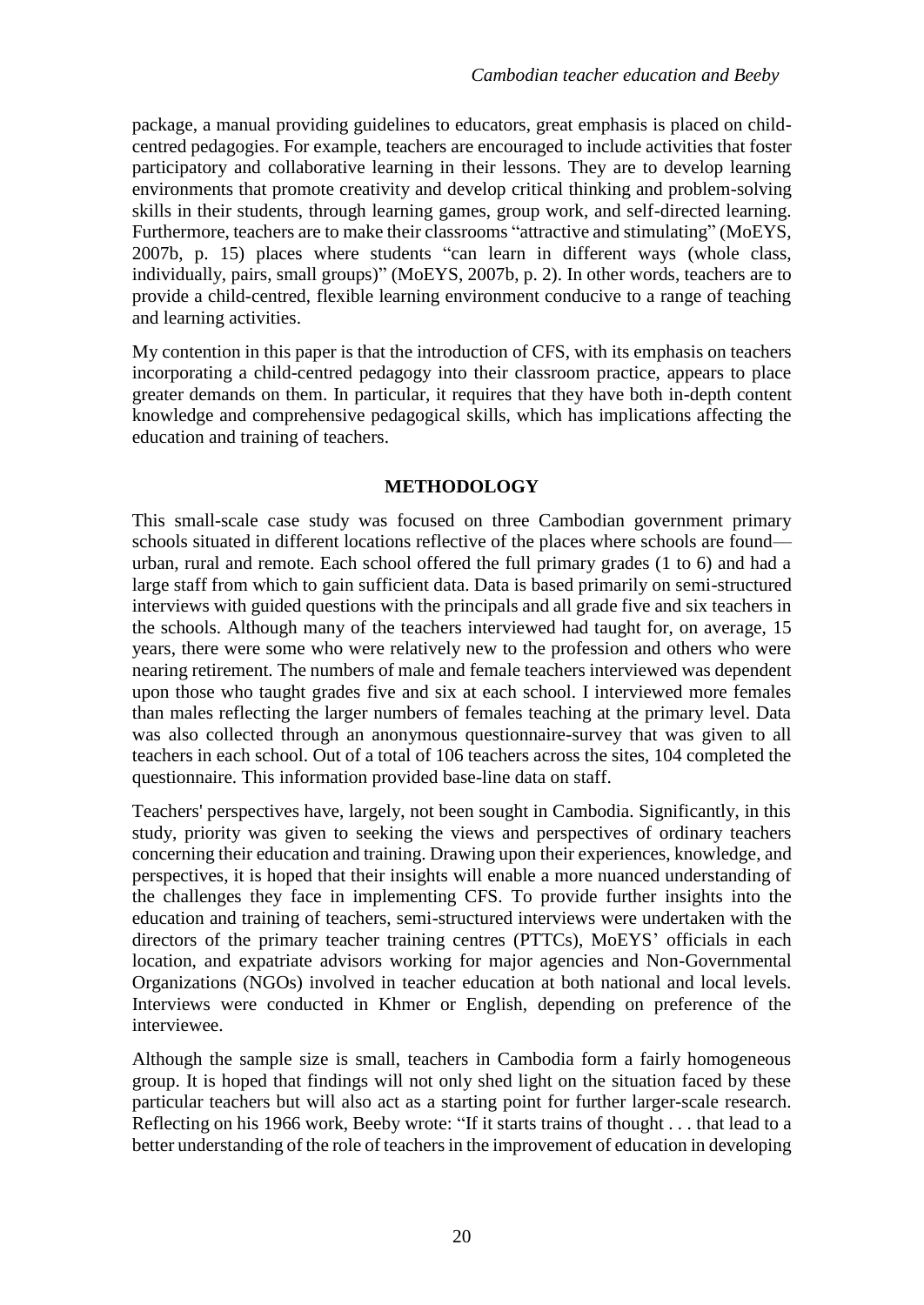package, a manual providing guidelines to educators, great emphasis is placed on child-centred pedagogies. For example, teachers are encouraged to include activities that foster participatory and collaborative learning in their lessons. They are to develop learning environments that promote creativity and develop critical thinking and problem-solving skills in their students, through learning games, group work, and self-directed learning. Furthermore, teachers are to make their classrooms "attractive and stimulating" (MoEYS, 2007b, p. 15) places where students "can learn in different ways (whole class, individually, pairs, small groups)" (MoEYS, 2007b, p. 2). In other words, teachers are to provide a child-centred, flexible learning environment conducive to a range of teaching and learning activities.

My contention in this paper is that the introduction of CFS, with its emphasis on teachers incorporating a child-centred pedagogy into their classroom practice, appears to place greater demands on them. In particular, it requires that they have both in-depth content knowledge and comprehensive pedagogical skills, which has implications affecting the education and training of teachers.

## METHODOLOGY

This small-scale case study was focused on three Cambodian government primary schools situated in different locations reflective of the places where schools are found—urban, rural and remote. Each school offered the full primary grades (1 to 6) and had a large staff from which to gain sufficient data. Data is based primarily on semi-structured interviews with guided questions with the principals and all grade five and six teachers in the schools. Although many of the teachers interviewed had taught for, on average, 15 years, there were some who were relatively new to the profession and others who were nearing retirement. The numbers of male and female teachers interviewed was dependent upon those who taught grades five and six at each school. I interviewed more females than males reflecting the larger numbers of females teaching at the primary level. Data was also collected through an anonymous questionnaire-survey that was given to all teachers in each school. Out of a total of 106 teachers across the sites, 104 completed the questionnaire. This information provided base-line data on staff.

Teachers' perspectives have, largely, not been sought in Cambodia. Significantly, in this study, priority was given to seeking the views and perspectives of ordinary teachers concerning their education and training. Drawing upon their experiences, knowledge, and perspectives, it is hoped that their insights will enable a more nuanced understanding of the challenges they face in implementing CFS. To provide further insights into the education and training of teachers, semi-structured interviews were undertaken with the directors of the primary teacher training centres (PTTCs), MoEYS' officials in each location, and expatriate advisors working for major agencies and Non-Governmental Organizations (NGOs) involved in teacher education at both national and local levels. Interviews were conducted in Khmer or English, depending on preference of the interviewee.

Although the sample size is small, teachers in Cambodia form a fairly homogeneous group. It is hoped that findings will not only shed light on the situation faced by these particular teachers but will also act as a starting point for further larger-scale research. Reflecting on his 1966 work, Beeby wrote: "If it starts trains of thought . . . that lead to a better understanding of the role of teachers in the improvement of education in developing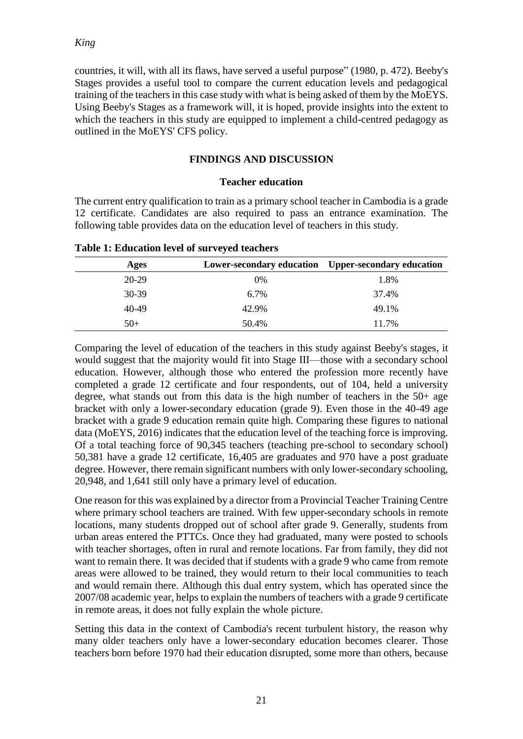countries, it will, with all its flaws, have served a useful purpose" (1980, p. 472). Beeby's Stages provides a useful tool to compare the current education levels and pedagogical training of the teachers in this case study with what is being asked of them by the MoEYS. Using Beeby's Stages as a framework will, it is hoped, provide insights into the extent to which the teachers in this study are equipped to implement a child-centred pedagogy as outlined in the MoEYS' CFS policy.

## FINDINGS AND DISCUSSION

### Teacher education

The current entry qualification to train as a primary school teacher in Cambodia is a grade 12 certificate. Candidates are also required to pass an entrance examination. The following table provides data on the education level of teachers in this study.

**Table 1: Education level of surveyed teachers**

| Ages | Lower-secondary education | Upper-secondary education |
|---|---|---|
| 20-29 | 0% | 1.8% |
| 30-39 | 6.7% | 37.4% |
| 40-49 | 42.9% | 49.1% |
| 50+ | 50.4% | 11.7% |

Comparing the level of education of the teachers in this study against Beeby's stages, it would suggest that the majority would fit into Stage III—those with a secondary school education. However, although those who entered the profession more recently have completed a grade 12 certificate and four respondents, out of 104, held a university degree, what stands out from this data is the high number of teachers in the 50+ age bracket with only a lower-secondary education (grade 9). Even those in the 40-49 age bracket with a grade 9 education remain quite high. Comparing these figures to national data (MoEYS, 2016) indicates that the education level of the teaching force is improving. Of a total teaching force of 90,345 teachers (teaching pre-school to secondary school) 50,381 have a grade 12 certificate, 16,405 are graduates and 970 have a post graduate degree. However, there remain significant numbers with only lower-secondary schooling, 20,948, and 1,641 still only have a primary level of education.

One reason for this was explained by a director from a Provincial Teacher Training Centre where primary school teachers are trained. With few upper-secondary schools in remote locations, many students dropped out of school after grade 9. Generally, students from urban areas entered the PTTCs. Once they had graduated, many were posted to schools with teacher shortages, often in rural and remote locations. Far from family, they did not want to remain there. It was decided that if students with a grade 9 who came from remote areas were allowed to be trained, they would return to their local communities to teach and would remain there. Although this dual entry system, which has operated since the 2007/08 academic year, helps to explain the numbers of teachers with a grade 9 certificate in remote areas, it does not fully explain the whole picture.

Setting this data in the context of Cambodia's recent turbulent history, the reason why many older teachers only have a lower-secondary education becomes clearer. Those teachers born before 1970 had their education disrupted, some more than others, because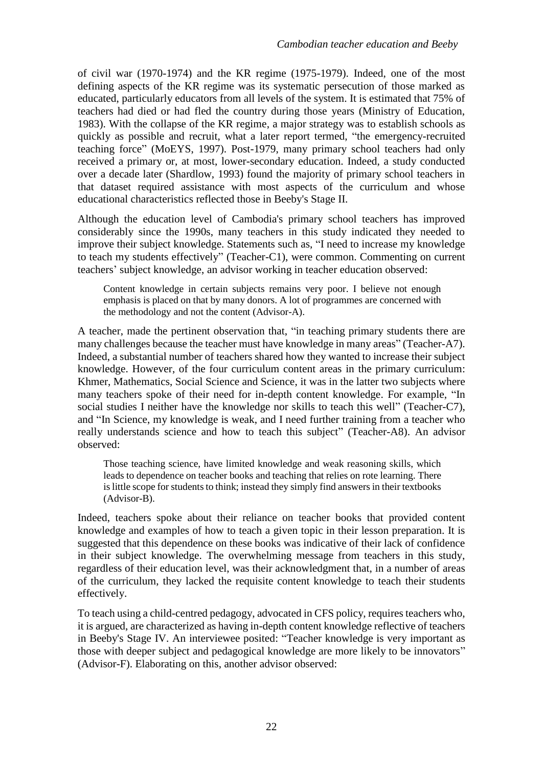of civil war (1970-1974) and the KR regime (1975-1979). Indeed, one of the most defining aspects of the KR regime was its systematic persecution of those marked as educated, particularly educators from all levels of the system. It is estimated that 75% of teachers had died or had fled the country during those years (Ministry of Education, 1983). With the collapse of the KR regime, a major strategy was to establish schools as quickly as possible and recruit, what a later report termed, "the emergency-recruited teaching force" (MoEYS, 1997). Post-1979, many primary school teachers had only received a primary or, at most, lower-secondary education. Indeed, a study conducted over a decade later (Shardlow, 1993) found the majority of primary school teachers in that dataset required assistance with most aspects of the curriculum and whose educational characteristics reflected those in Beeby's Stage II.

Although the education level of Cambodia's primary school teachers has improved considerably since the 1990s, many teachers in this study indicated they needed to improve their subject knowledge. Statements such as, "I need to increase my knowledge to teach my students effectively" (Teacher-C1), were common. Commenting on current teachers' subject knowledge, an advisor working in teacher education observed:

> Content knowledge in certain subjects remains very poor. I believe not enough emphasis is placed on that by many donors. A lot of programmes are concerned with the methodology and not the content (Advisor-A).

A teacher, made the pertinent observation that, "in teaching primary students there are many challenges because the teacher must have knowledge in many areas" (Teacher-A7). Indeed, a substantial number of teachers shared how they wanted to increase their subject knowledge. However, of the four curriculum content areas in the primary curriculum: Khmer, Mathematics, Social Science and Science, it was in the latter two subjects where many teachers spoke of their need for in-depth content knowledge. For example, "In social studies I neither have the knowledge nor skills to teach this well" (Teacher-C7), and "In Science, my knowledge is weak, and I need further training from a teacher who really understands science and how to teach this subject" (Teacher-A8). An advisor observed:

> Those teaching science, have limited knowledge and weak reasoning skills, which leads to dependence on teacher books and teaching that relies on rote learning. There is little scope for students to think; instead they simply find answers in their textbooks (Advisor-B).

Indeed, teachers spoke about their reliance on teacher books that provided content knowledge and examples of how to teach a given topic in their lesson preparation. It is suggested that this dependence on these books was indicative of their lack of confidence in their subject knowledge. The overwhelming message from teachers in this study, regardless of their education level, was their acknowledgment that, in a number of areas of the curriculum, they lacked the requisite content knowledge to teach their students effectively.

To teach using a child-centred pedagogy, advocated in CFS policy, requires teachers who, it is argued, are characterized as having in-depth content knowledge reflective of teachers in Beeby's Stage IV. An interviewee posited: "Teacher knowledge is very important as those with deeper subject and pedagogical knowledge are more likely to be innovators" (Advisor-F). Elaborating on this, another advisor observed: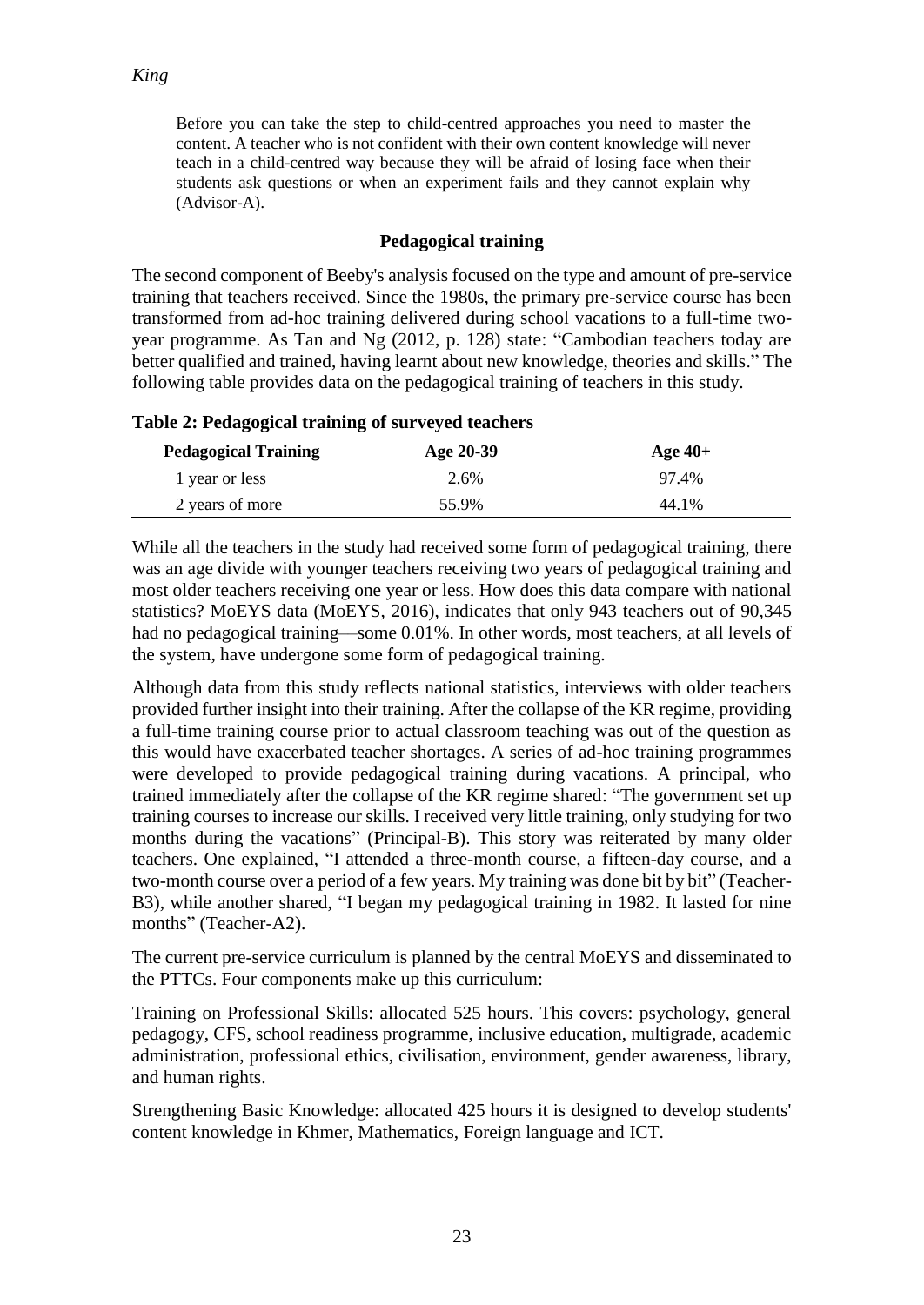> Before you can take the step to child-centred approaches you need to master the content. A teacher who is not confident with their own content knowledge will never teach in a child-centred way because they will be afraid of losing face when their students ask questions or when an experiment fails and they cannot explain why (Advisor-A).

### Pedagogical training

The second component of Beeby's analysis focused on the type and amount of pre-service training that teachers received. Since the 1980s, the primary pre-service course has been transformed from ad-hoc training delivered during school vacations to a full-time two-year programme. As Tan and Ng (2012, p. 128) state: "Cambodian teachers today are better qualified and trained, having learnt about new knowledge, theories and skills." The following table provides data on the pedagogical training of teachers in this study.

**Table 2: Pedagogical training of surveyed teachers**

| Pedagogical Training | Age 20-39 | Age 40+ |
|---|---|---|
| 1 year or less | 2.6% | 97.4% |
| 2 years of more | 55.9% | 44.1% |

While all the teachers in the study had received some form of pedagogical training, there was an age divide with younger teachers receiving two years of pedagogical training and most older teachers receiving one year or less. How does this data compare with national statistics? MoEYS data (MoEYS, 2016), indicates that only 943 teachers out of 90,345 had no pedagogical training—some 0.01%. In other words, most teachers, at all levels of the system, have undergone some form of pedagogical training.

Although data from this study reflects national statistics, interviews with older teachers provided further insight into their training. After the collapse of the KR regime, providing a full-time training course prior to actual classroom teaching was out of the question as this would have exacerbated teacher shortages. A series of ad-hoc training programmes were developed to provide pedagogical training during vacations. A principal, who trained immediately after the collapse of the KR regime shared: "The government set up training courses to increase our skills. I received very little training, only studying for two months during the vacations" (Principal-B). This story was reiterated by many older teachers. One explained, "I attended a three-month course, a fifteen-day course, and a two-month course over a period of a few years. My training was done bit by bit" (Teacher-B3), while another shared, "I began my pedagogical training in 1982. It lasted for nine months" (Teacher-A2).

The current pre-service curriculum is planned by the central MoEYS and disseminated to the PTTCs. Four components make up this curriculum:

Training on Professional Skills: allocated 525 hours. This covers: psychology, general pedagogy, CFS, school readiness programme, inclusive education, multigrade, academic administration, professional ethics, civilisation, environment, gender awareness, library, and human rights.

Strengthening Basic Knowledge: allocated 425 hours it is designed to develop students' content knowledge in Khmer, Mathematics, Foreign language and ICT.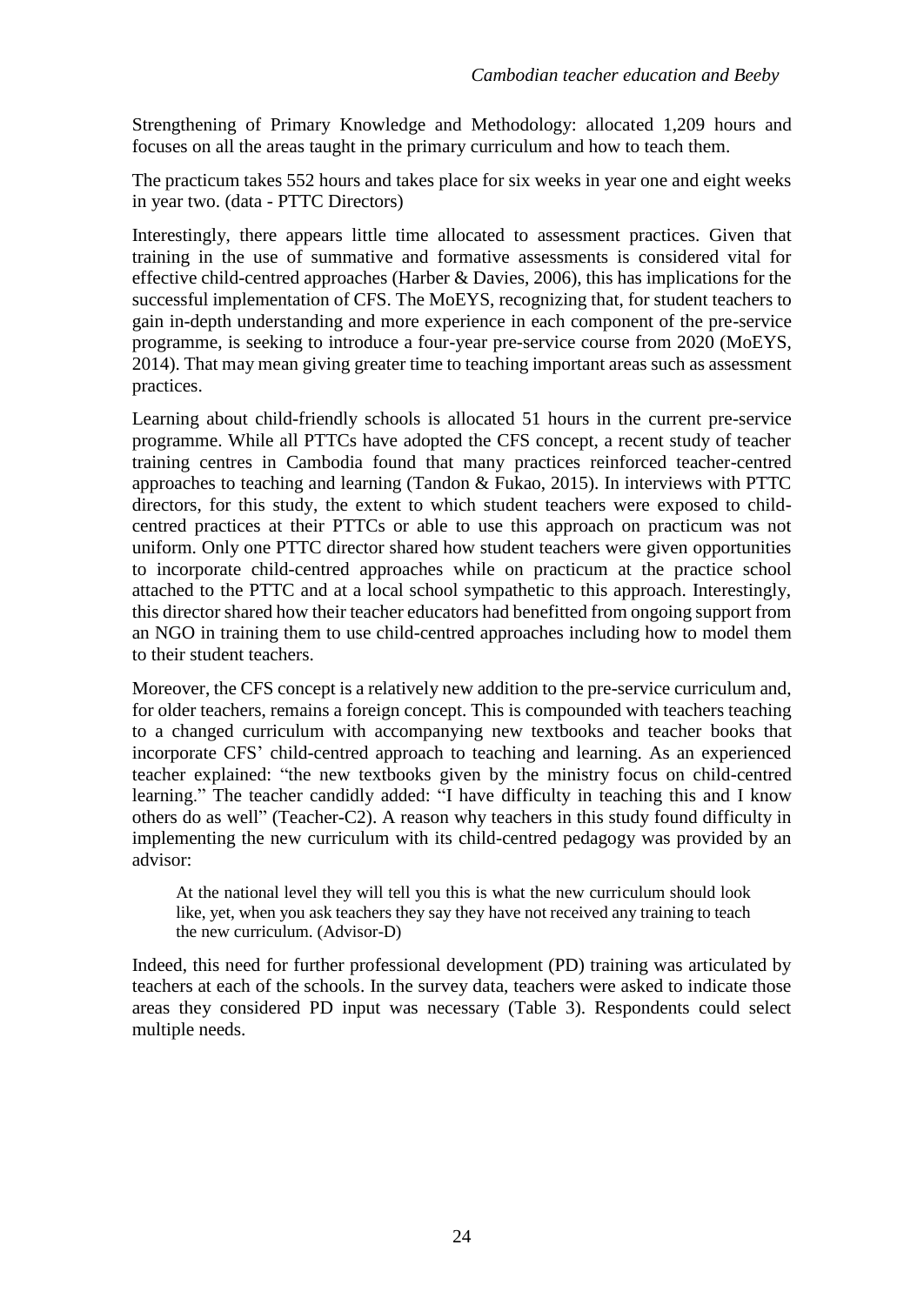Strengthening of Primary Knowledge and Methodology: allocated 1,209 hours and focuses on all the areas taught in the primary curriculum and how to teach them.

The practicum takes 552 hours and takes place for six weeks in year one and eight weeks in year two. (data - PTTC Directors)

Interestingly, there appears little time allocated to assessment practices. Given that training in the use of summative and formative assessments is considered vital for effective child-centred approaches (Harber & Davies, 2006), this has implications for the successful implementation of CFS. The MoEYS, recognizing that, for student teachers to gain in-depth understanding and more experience in each component of the pre-service programme, is seeking to introduce a four-year pre-service course from 2020 (MoEYS, 2014). That may mean giving greater time to teaching important areas such as assessment practices.

Learning about child-friendly schools is allocated 51 hours in the current pre-service programme. While all PTTCs have adopted the CFS concept, a recent study of teacher training centres in Cambodia found that many practices reinforced teacher-centred approaches to teaching and learning (Tandon & Fukao, 2015). In interviews with PTTC directors, for this study, the extent to which student teachers were exposed to child-centred practices at their PTTCs or able to use this approach on practicum was not uniform. Only one PTTC director shared how student teachers were given opportunities to incorporate child-centred approaches while on practicum at the practice school attached to the PTTC and at a local school sympathetic to this approach. Interestingly, this director shared how their teacher educators had benefitted from ongoing support from an NGO in training them to use child-centred approaches including how to model them to their student teachers.

Moreover, the CFS concept is a relatively new addition to the pre-service curriculum and, for older teachers, remains a foreign concept. This is compounded with teachers teaching to a changed curriculum with accompanying new textbooks and teacher books that incorporate CFS' child-centred approach to teaching and learning. As an experienced teacher explained: "the new textbooks given by the ministry focus on child-centred learning." The teacher candidly added: "I have difficulty in teaching this and I know others do as well" (Teacher-C2). A reason why teachers in this study found difficulty in implementing the new curriculum with its child-centred pedagogy was provided by an advisor:

> At the national level they will tell you this is what the new curriculum should look like, yet, when you ask teachers they say they have not received any training to teach the new curriculum. (Advisor-D)

Indeed, this need for further professional development (PD) training was articulated by teachers at each of the schools. In the survey data, teachers were asked to indicate those areas they considered PD input was necessary (Table 3). Respondents could select multiple needs.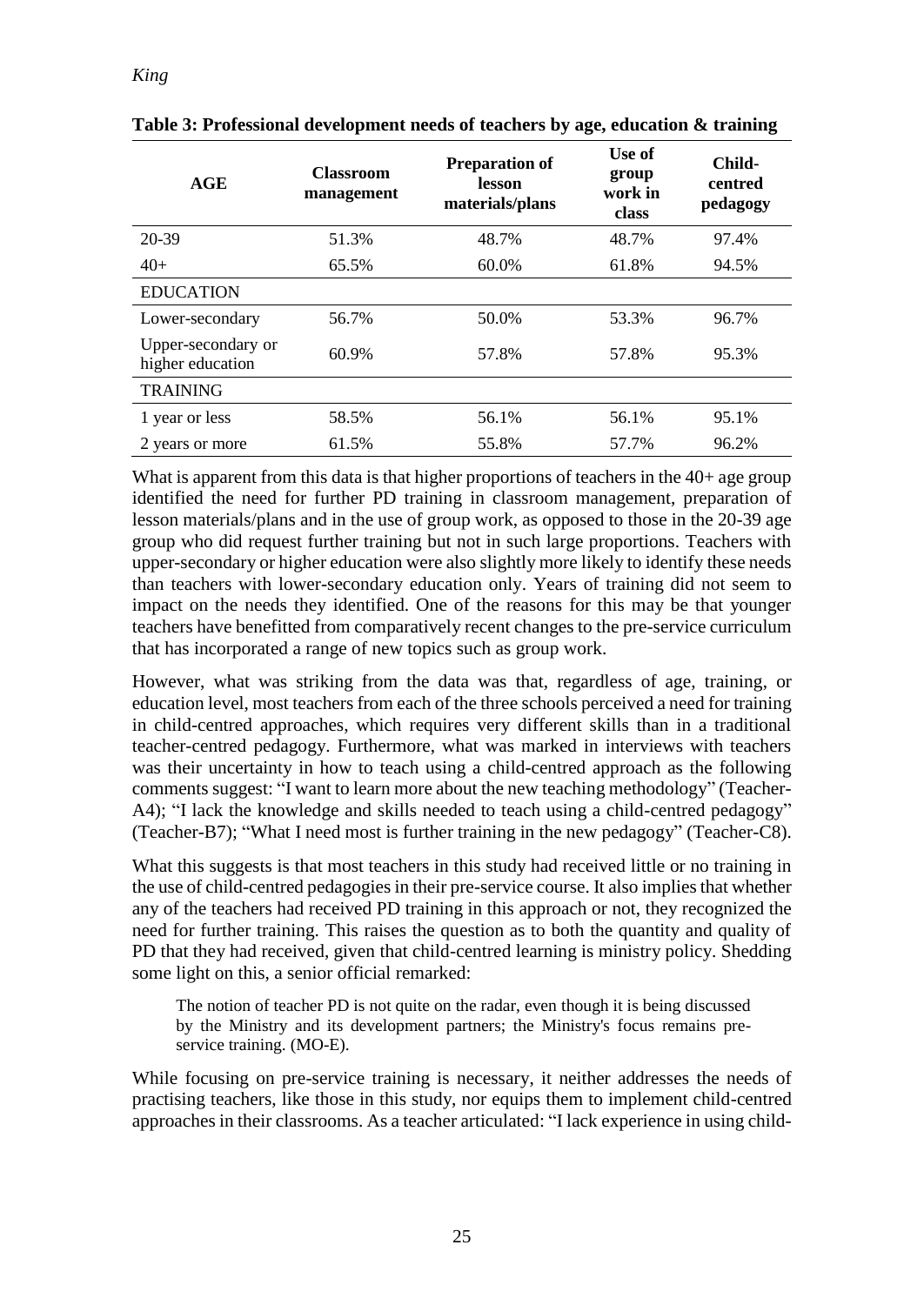**Table 3: Professional development needs of teachers by age, education & training**

| AGE | Classroom management | Preparation of lesson materials/plans | Use of group work in class | Child-centred pedagogy |
|---|---|---|---|---|
| 20-39 | 51.3% | 48.7% | 48.7% | 97.4% |
| 40+ | 65.5% | 60.0% | 61.8% | 94.5% |
| EDUCATION | | | | |
| Lower-secondary | 56.7% | 50.0% | 53.3% | 96.7% |
| Upper-secondary or higher education | 60.9% | 57.8% | 57.8% | 95.3% |
| TRAINING | | | | |
| 1 year or less | 58.5% | 56.1% | 56.1% | 95.1% |
| 2 years or more | 61.5% | 55.8% | 57.7% | 96.2% |

What is apparent from this data is that higher proportions of teachers in the 40+ age group identified the need for further PD training in classroom management, preparation of lesson materials/plans and in the use of group work, as opposed to those in the 20-39 age group who did request further training but not in such large proportions. Teachers with upper-secondary or higher education were also slightly more likely to identify these needs than teachers with lower-secondary education only. Years of training did not seem to impact on the needs they identified. One of the reasons for this may be that younger teachers have benefitted from comparatively recent changes to the pre-service curriculum that has incorporated a range of new topics such as group work.

However, what was striking from the data was that, regardless of age, training, or education level, most teachers from each of the three schools perceived a need for training in child-centred approaches, which requires very different skills than in a traditional teacher-centred pedagogy. Furthermore, what was marked in interviews with teachers was their uncertainty in how to teach using a child-centred approach as the following comments suggest: "I want to learn more about the new teaching methodology" (Teacher-A4); "I lack the knowledge and skills needed to teach using a child-centred pedagogy" (Teacher-B7); "What I need most is further training in the new pedagogy" (Teacher-C8).

What this suggests is that most teachers in this study had received little or no training in the use of child-centred pedagogies in their pre-service course. It also implies that whether any of the teachers had received PD training in this approach or not, they recognized the need for further training. This raises the question as to both the quantity and quality of PD that they had received, given that child-centred learning is ministry policy. Shedding some light on this, a senior official remarked:

> The notion of teacher PD is not quite on the radar, even though it is being discussed by the Ministry and its development partners; the Ministry's focus remains pre-service training. (MO-E).

While focusing on pre-service training is necessary, it neither addresses the needs of practising teachers, like those in this study, nor equips them to implement child-centred approaches in their classrooms. As a teacher articulated: "I lack experience in using child-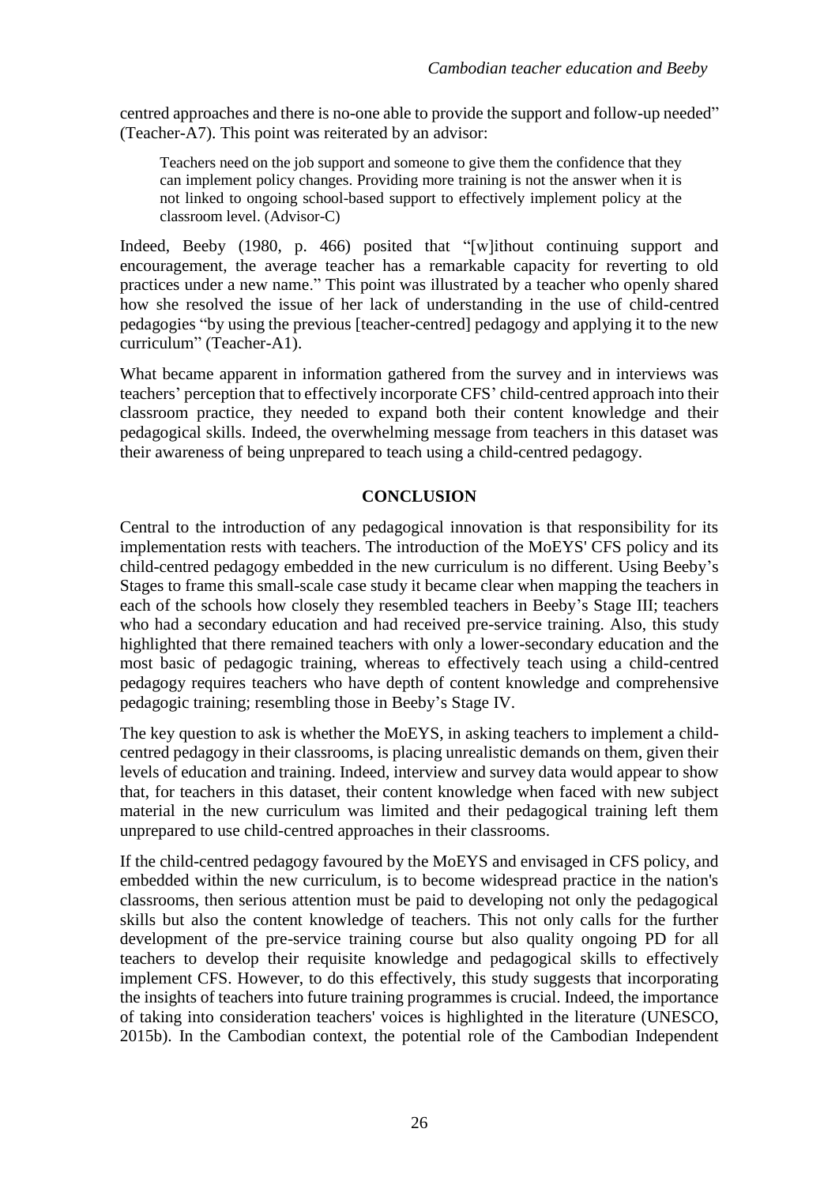centred approaches and there is no-one able to provide the support and follow-up needed" (Teacher-A7). This point was reiterated by an advisor:

> Teachers need on the job support and someone to give them the confidence that they can implement policy changes. Providing more training is not the answer when it is not linked to ongoing school-based support to effectively implement policy at the classroom level. (Advisor-C)

Indeed, Beeby (1980, p. 466) posited that "[w]ithout continuing support and encouragement, the average teacher has a remarkable capacity for reverting to old practices under a new name." This point was illustrated by a teacher who openly shared how she resolved the issue of her lack of understanding in the use of child-centred pedagogies "by using the previous [teacher-centred] pedagogy and applying it to the new curriculum" (Teacher-A1).

What became apparent in information gathered from the survey and in interviews was teachers' perception that to effectively incorporate CFS' child-centred approach into their classroom practice, they needed to expand both their content knowledge and their pedagogical skills. Indeed, the overwhelming message from teachers in this dataset was their awareness of being unprepared to teach using a child-centred pedagogy.

## CONCLUSION

Central to the introduction of any pedagogical innovation is that responsibility for its implementation rests with teachers. The introduction of the MoEYS' CFS policy and its child-centred pedagogy embedded in the new curriculum is no different. Using Beeby's Stages to frame this small-scale case study it became clear when mapping the teachers in each of the schools how closely they resembled teachers in Beeby's Stage III; teachers who had a secondary education and had received pre-service training. Also, this study highlighted that there remained teachers with only a lower-secondary education and the most basic of pedagogic training, whereas to effectively teach using a child-centred pedagogy requires teachers who have depth of content knowledge and comprehensive pedagogic training; resembling those in Beeby's Stage IV.

The key question to ask is whether the MoEYS, in asking teachers to implement a child-centred pedagogy in their classrooms, is placing unrealistic demands on them, given their levels of education and training. Indeed, interview and survey data would appear to show that, for teachers in this dataset, their content knowledge when faced with new subject material in the new curriculum was limited and their pedagogical training left them unprepared to use child-centred approaches in their classrooms.

If the child-centred pedagogy favoured by the MoEYS and envisaged in CFS policy, and embedded within the new curriculum, is to become widespread practice in the nation's classrooms, then serious attention must be paid to developing not only the pedagogical skills but also the content knowledge of teachers. This not only calls for the further development of the pre-service training course but also quality ongoing PD for all teachers to develop their requisite knowledge and pedagogical skills to effectively implement CFS. However, to do this effectively, this study suggests that incorporating the insights of teachers into future training programmes is crucial. Indeed, the importance of taking into consideration teachers' voices is highlighted in the literature (UNESCO, 2015b). In the Cambodian context, the potential role of the Cambodian Independent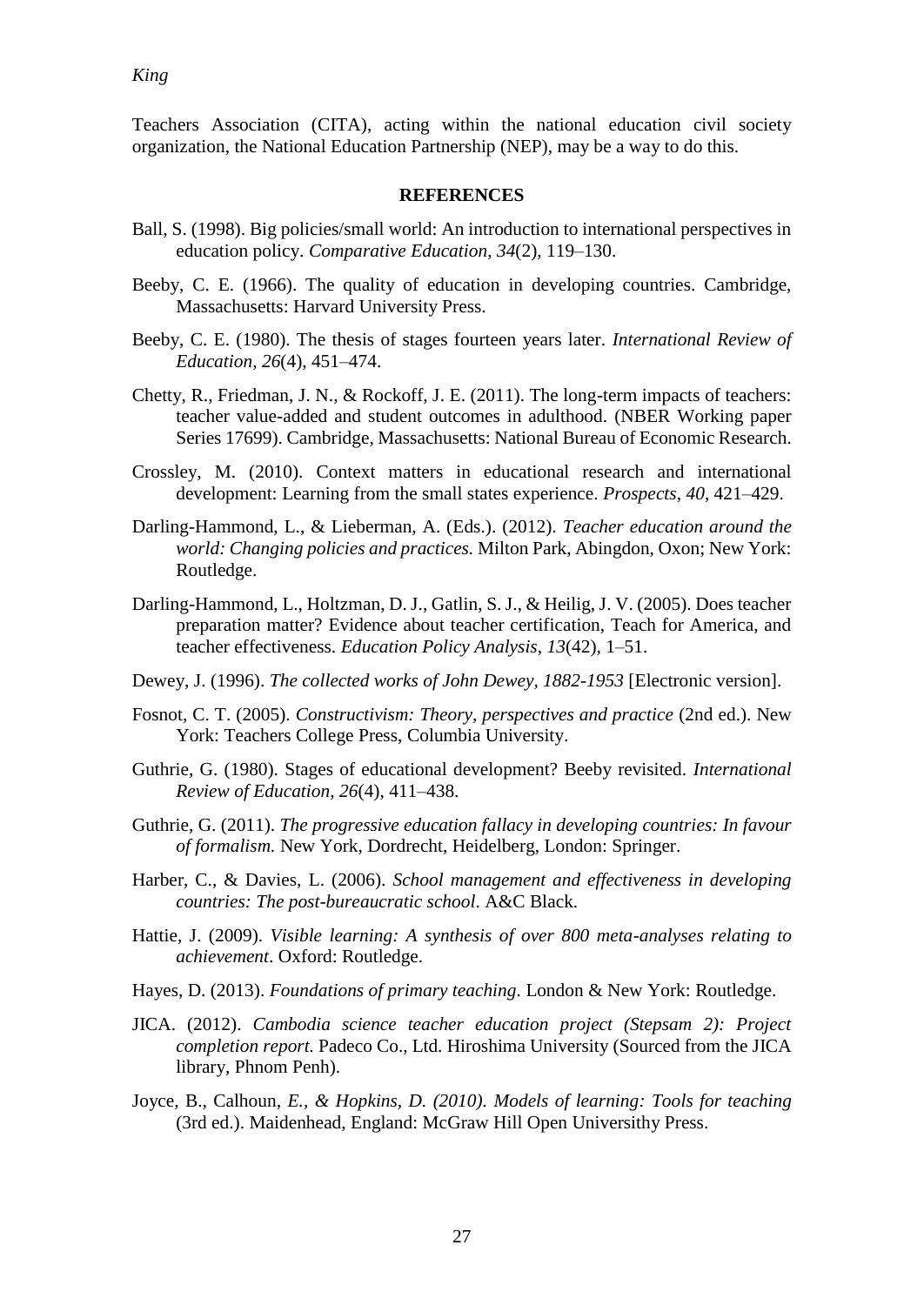Teachers Association (CITA), acting within the national education civil society organization, the National Education Partnership (NEP), may be a way to do this.

## REFERENCES

Ball, S. (1998). Big policies/small world: An introduction to international perspectives in education policy. *Comparative Education*, *34*(2), 119–130.

Beeby, C. E. (1966). The quality of education in developing countries. Cambridge, Massachusetts: Harvard University Press.

Beeby, C. E. (1980). The thesis of stages fourteen years later. *International Review of Education*, *26*(4), 451–474.

Chetty, R., Friedman, J. N., & Rockoff, J. E. (2011). The long-term impacts of teachers: teacher value-added and student outcomes in adulthood. (NBER Working paper Series 17699). Cambridge, Massachusetts: National Bureau of Economic Research.

Crossley, M. (2010). Context matters in educational research and international development: Learning from the small states experience. *Prospects*, *40*, 421–429.

Darling-Hammond, L., & Lieberman, A. (Eds.). (2012). *Teacher education around the world: Changing policies and practices.* Milton Park, Abingdon, Oxon; New York: Routledge.

Darling-Hammond, L., Holtzman, D. J., Gatlin, S. J., & Heilig, J. V. (2005). Does teacher preparation matter? Evidence about teacher certification, Teach for America, and teacher effectiveness. *Education Policy Analysis*, *13*(42), 1–51.

Dewey, J. (1996). *The collected works of John Dewey, 1882-1953* [Electronic version].

Fosnot, C. T. (2005). *Constructivism: Theory, perspectives and practice* (2nd ed.). New York: Teachers College Press, Columbia University.

Guthrie, G. (1980). Stages of educational development? Beeby revisited. *International Review of Education*, *26*(4), 411–438.

Guthrie, G. (2011). *The progressive education fallacy in developing countries: In favour of formalism.* New York, Dordrecht, Heidelberg, London: Springer.

Harber, C., & Davies, L. (2006). *School management and effectiveness in developing countries: The post-bureaucratic school*. A&C Black.

Hattie, J. (2009). *Visible learning: A synthesis of over 800 meta-analyses relating to achievement*. Oxford: Routledge.

Hayes, D. (2013). *Foundations of primary teaching*. London & New York: Routledge.

JICA. (2012). *Cambodia science teacher education project (Stepsam 2): Project completion report.* Padeco Co., Ltd. Hiroshima University (Sourced from the JICA library, Phnom Penh).

Joyce, B., Calhoun, *E., & Hopkins, D. (2010). Models of learning: Tools for teaching* (3rd ed.). Maidenhead, England: McGraw Hill Open Universithy Press.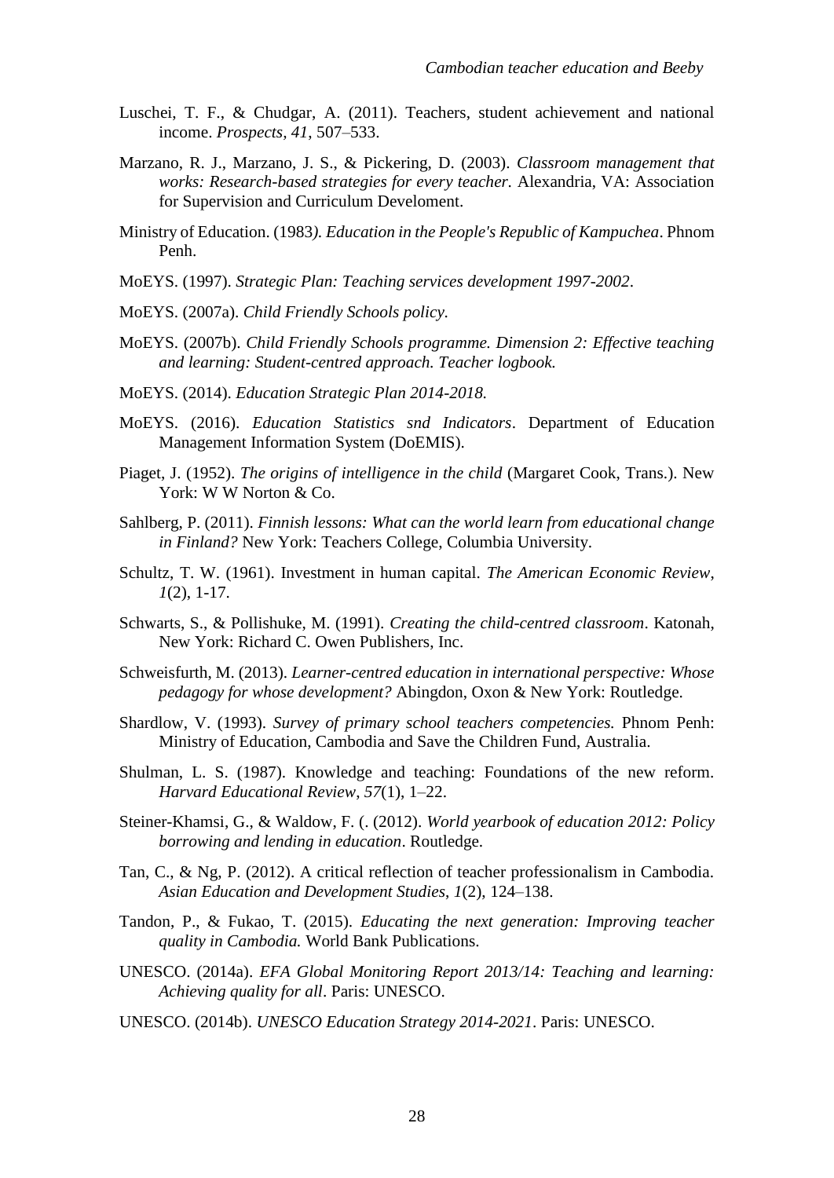Luschei, T. F., & Chudgar, A. (2011). Teachers, student achievement and national income. *Prospects*, *41*, 507–533.

Marzano, R. J., Marzano, J. S., & Pickering, D. (2003). *Classroom management that works: Research-based strategies for every teacher.* Alexandria, VA: Association for Supervision and Curriculum Develoment.

Ministry of Education. (1983*). Education in the People's Republic of Kampuchea*. Phnom Penh.

MoEYS. (1997). *Strategic Plan: Teaching services development 1997-2002*.

MoEYS. (2007a). *Child Friendly Schools policy.*

MoEYS. (2007b). *Child Friendly Schools programme. Dimension 2: Effective teaching and learning: Student-centred approach. Teacher logbook.*

MoEYS. (2014). *Education Strategic Plan 2014-2018.*

MoEYS. (2016). *Education Statistics snd Indicators*. Department of Education Management Information System (DoEMIS).

Piaget, J. (1952). *The origins of intelligence in the child* (Margaret Cook, Trans.). New York: W W Norton & Co.

Sahlberg, P. (2011). *Finnish lessons: What can the world learn from educational change in Finland?* New York: Teachers College, Columbia University.

Schultz, T. W. (1961). Investment in human capital. *The American Economic Review*, *1*(2), 1-17.

Schwarts, S., & Pollishuke, M. (1991). *Creating the child-centred classroom*. Katonah, New York: Richard C. Owen Publishers, Inc.

Schweisfurth, M. (2013). *Learner-centred education in international perspective: Whose pedagogy for whose development?* Abingdon, Oxon & New York: Routledge.

Shardlow, V. (1993). *Survey of primary school teachers competencies.* Phnom Penh: Ministry of Education, Cambodia and Save the Children Fund, Australia.

Shulman, L. S. (1987). Knowledge and teaching: Foundations of the new reform. *Harvard Educational Review*, *57*(1), 1–22.

Steiner-Khamsi, G., & Waldow, F. (. (2012). *World yearbook of education 2012: Policy borrowing and lending in education*. Routledge.

Tan, C., & Ng, P. (2012). A critical reflection of teacher professionalism in Cambodia. *Asian Education and Development Studies*, *1*(2), 124–138.

Tandon, P., & Fukao, T. (2015). *Educating the next generation: Improving teacher quality in Cambodia.* World Bank Publications.

UNESCO. (2014a). *EFA Global Monitoring Report 2013/14: Teaching and learning: Achieving quality for all*. Paris: UNESCO.

UNESCO. (2014b). *UNESCO Education Strategy 2014-2021*. Paris: UNESCO.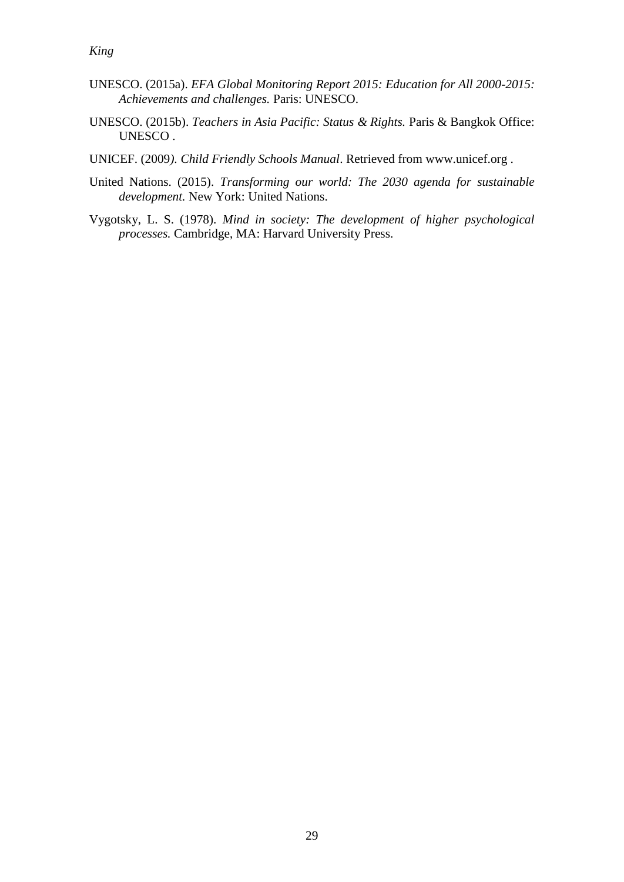UNESCO. (2015a). *EFA Global Monitoring Report 2015: Education for All 2000-2015: Achievements and challenges.* Paris: UNESCO.

UNESCO. (2015b). *Teachers in Asia Pacific: Status & Rights.* Paris & Bangkok Office: UNESCO .

UNICEF. (2009*). Child Friendly Schools Manual*. Retrieved from www.unicef.org .

United Nations. (2015). *Transforming our world: The 2030 agenda for sustainable development.* New York: United Nations.

Vygotsky, L. S. (1978). *Mind in society: The development of higher psychological processes.* Cambridge, MA: Harvard University Press.